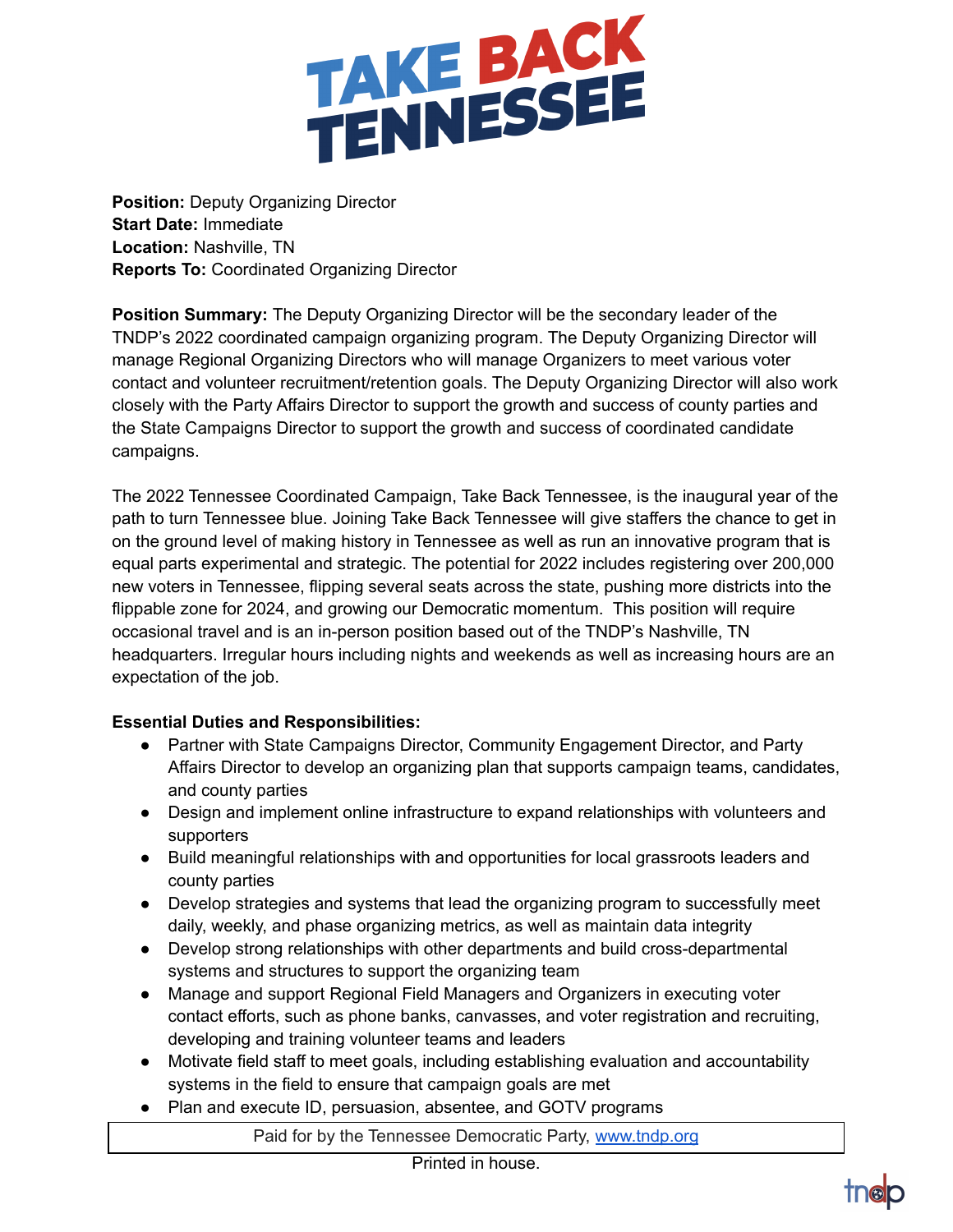# TAKE BACK TENNESSEE

**Position:** Deputy Organizing Director
**Start Date:** Immediate
**Location:** Nashville, TN
**Reports To:** Coordinated Organizing Director

**Position Summary:** The Deputy Organizing Director will be the secondary leader of the TNDP's 2022 coordinated campaign organizing program. The Deputy Organizing Director will manage Regional Organizing Directors who will manage Organizers to meet various voter contact and volunteer recruitment/retention goals. The Deputy Organizing Director will also work closely with the Party Affairs Director to support the growth and success of county parties and the State Campaigns Director to support the growth and success of coordinated candidate campaigns.

The 2022 Tennessee Coordinated Campaign, Take Back Tennessee, is the inaugural year of the path to turn Tennessee blue. Joining Take Back Tennessee will give staffers the chance to get in on the ground level of making history in Tennessee as well as run an innovative program that is equal parts experimental and strategic. The potential for 2022 includes registering over 200,000 new voters in Tennessee, flipping several seats across the state, pushing more districts into the flippable zone for 2024, and growing our Democratic momentum. This position will require occasional travel and is an in-person position based out of the TNDP's Nashville, TN headquarters. Irregular hours including nights and weekends as well as increasing hours are an expectation of the job.

**Essential Duties and Responsibilities:**

- Partner with State Campaigns Director, Community Engagement Director, and Party Affairs Director to develop an organizing plan that supports campaign teams, candidates, and county parties
- Design and implement online infrastructure to expand relationships with volunteers and supporters
- Build meaningful relationships with and opportunities for local grassroots leaders and county parties
- Develop strategies and systems that lead the organizing program to successfully meet daily, weekly, and phase organizing metrics, as well as maintain data integrity
- Develop strong relationships with other departments and build cross-departmental systems and structures to support the organizing team
- Manage and support Regional Field Managers and Organizers in executing voter contact efforts, such as phone banks, canvasses, and voter registration and recruiting, developing and training volunteer teams and leaders
- Motivate field staff to meet goals, including establishing evaluation and accountability systems in the field to ensure that campaign goals are met
- Plan and execute ID, persuasion, absentee, and GOTV programs

Paid for by the Tennessee Democratic Party, www.tndp.org

Printed in house.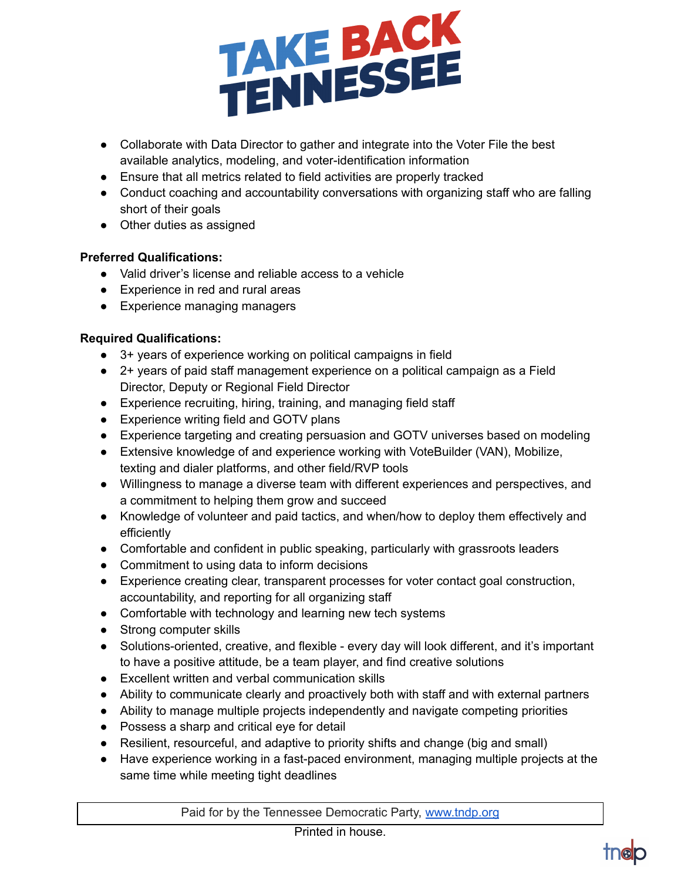- Collaborate with Data Director to gather and integrate into the Voter File the best available analytics, modeling, and voter-identification information
- Ensure that all metrics related to field activities are properly tracked
- Conduct coaching and accountability conversations with organizing staff who are falling short of their goals
- Other duties as assigned

**Preferred Qualifications:**

- Valid driver's license and reliable access to a vehicle
- Experience in red and rural areas
- Experience managing managers

**Required Qualifications:**

- 3+ years of experience working on political campaigns in field
- 2+ years of paid staff management experience on a political campaign as a Field Director, Deputy or Regional Field Director
- Experience recruiting, hiring, training, and managing field staff
- Experience writing field and GOTV plans
- Experience targeting and creating persuasion and GOTV universes based on modeling
- Extensive knowledge of and experience working with VoteBuilder (VAN), Mobilize, texting and dialer platforms, and other field/RVP tools
- Willingness to manage a diverse team with different experiences and perspectives, and a commitment to helping them grow and succeed
- Knowledge of volunteer and paid tactics, and when/how to deploy them effectively and efficiently
- Comfortable and confident in public speaking, particularly with grassroots leaders
- Commitment to using data to inform decisions
- Experience creating clear, transparent processes for voter contact goal construction, accountability, and reporting for all organizing staff
- Comfortable with technology and learning new tech systems
- Strong computer skills
- Solutions-oriented, creative, and flexible - every day will look different, and it's important to have a positive attitude, be a team player, and find creative solutions
- Excellent written and verbal communication skills
- Ability to communicate clearly and proactively both with staff and with external partners
- Ability to manage multiple projects independently and navigate competing priorities
- Possess a sharp and critical eye for detail
- Resilient, resourceful, and adaptive to priority shifts and change (big and small)
- Have experience working in a fast-paced environment, managing multiple projects at the same time while meeting tight deadlines

Paid for by the Tennessee Democratic Party, www.tndp.org

Printed in house.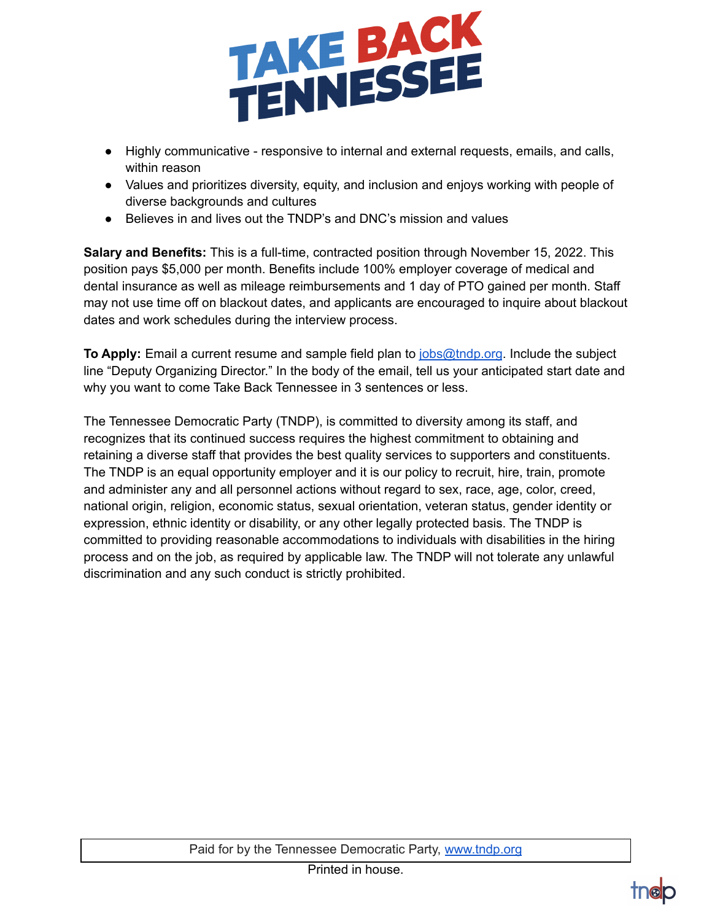# TAKE BACK TENNESSEE

- Highly communicative - responsive to internal and external requests, emails, and calls, within reason
- Values and prioritizes diversity, equity, and inclusion and enjoys working with people of diverse backgrounds and cultures
- Believes in and lives out the TNDP's and DNC's mission and values

**Salary and Benefits:** This is a full-time, contracted position through November 15, 2022. This position pays $5,000 per month. Benefits include 100% employer coverage of medical and dental insurance as well as mileage reimbursements and 1 day of PTO gained per month. Staff may not use time off on blackout dates, and applicants are encouraged to inquire about blackout dates and work schedules during the interview process.

**To Apply:** Email a current resume and sample field plan to jobs@tndp.org. Include the subject line "Deputy Organizing Director." In the body of the email, tell us your anticipated start date and why you want to come Take Back Tennessee in 3 sentences or less.

The Tennessee Democratic Party (TNDP), is committed to diversity among its staff, and recognizes that its continued success requires the highest commitment to obtaining and retaining a diverse staff that provides the best quality services to supporters and constituents. The TNDP is an equal opportunity employer and it is our policy to recruit, hire, train, promote and administer any and all personnel actions without regard to sex, race, age, color, creed, national origin, religion, economic status, sexual orientation, veteran status, gender identity or expression, ethnic identity or disability, or any other legally protected basis. The TNDP is committed to providing reasonable accommodations to individuals with disabilities in the hiring process and on the job, as required by applicable law. The TNDP will not tolerate any unlawful discrimination and any such conduct is strictly prohibited.

Paid for by the Tennessee Democratic Party, www.tndp.org

Printed in house.